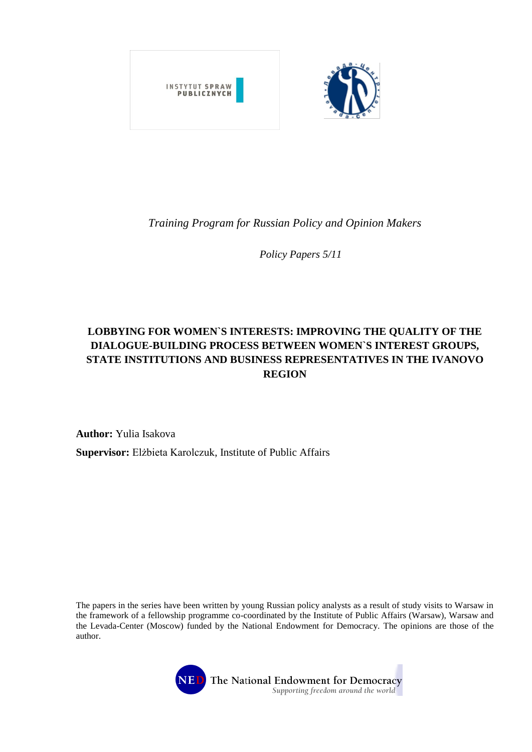*Training Program for Russian Policy and Opinion Makers*

*Policy Papers 5/11*

# LOBBYING FOR WOMEN`S INTERESTS: IMPROVING THE QUALITY OF THE DIALOGUE-BUILDING PROCESS BETWEEN WOMEN`S INTEREST GROUPS, STATE INSTITUTIONS AND BUSINESS REPRESENTATIVES IN THE IVANOVO REGION

**Author:** Yulia Isakova

**Supervisor:** Elżbieta Karolczuk, Institute of Public Affairs

The papers in the series have been written by young Russian policy analysts as a result of study visits to Warsaw in the framework of a fellowship programme co-coordinated by the Institute of Public Affairs (Warsaw), Warsaw and the Levada-Center (Moscow) funded by the National Endowment for Democracy. The opinions are those of the author.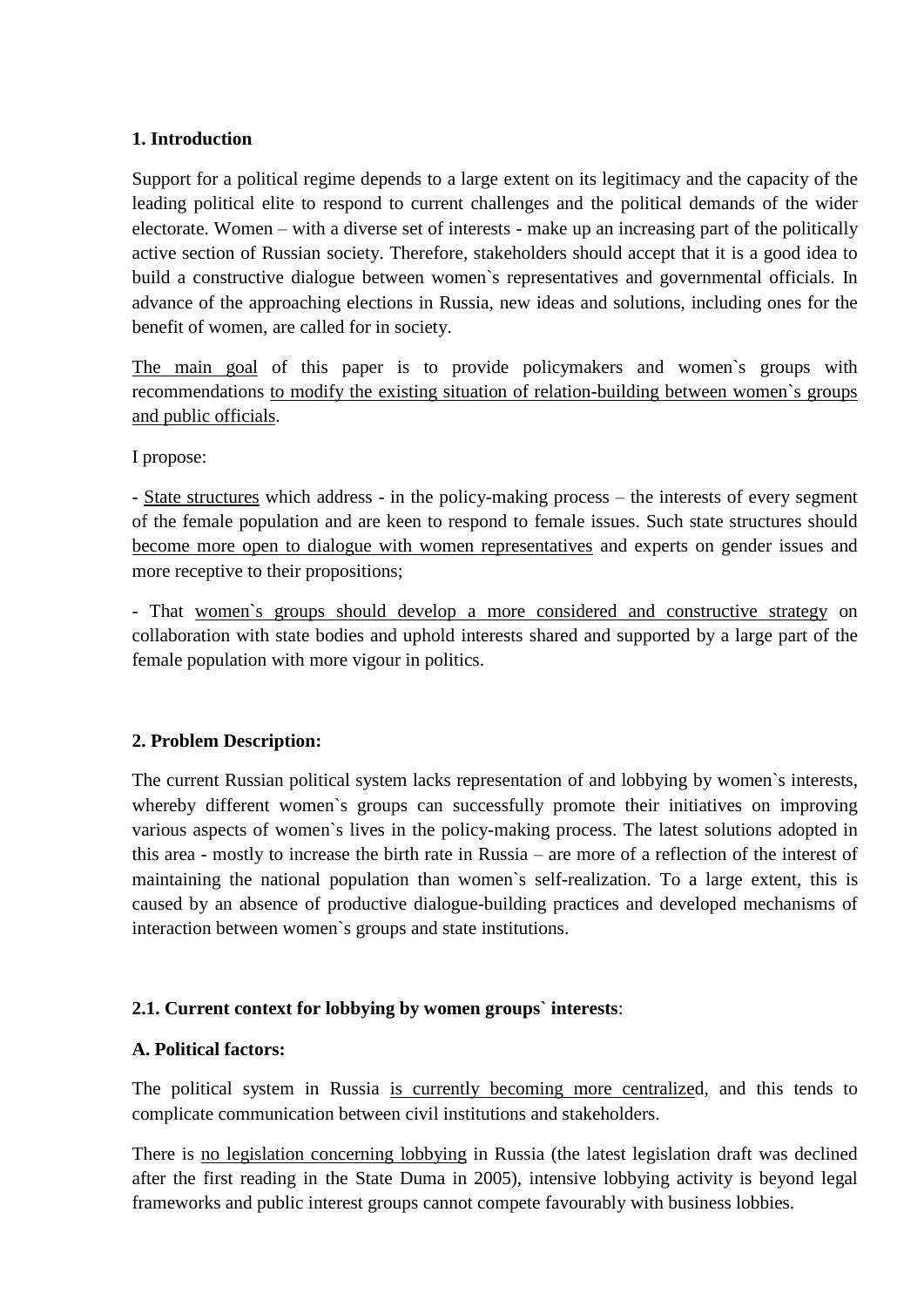**1. Introduction**

Support for a political regime depends to a large extent on its legitimacy and the capacity of the leading political elite to respond to current challenges and the political demands of the wider electorate. Women – with a diverse set of interests - make up an increasing part of the politically active section of Russian society. Therefore, stakeholders should accept that it is a good idea to build a constructive dialogue between women`s representatives and governmental officials. In advance of the approaching elections in Russia, new ideas and solutions, including ones for the benefit of women, are called for in society.

The main goal of this paper is to provide policymakers and women`s groups with recommendations to modify the existing situation of relation-building between women`s groups and public officials.

I propose:

- State structures which address - in the policy-making process – the interests of every segment of the female population and are keen to respond to female issues. Such state structures should become more open to dialogue with women representatives and experts on gender issues and more receptive to their propositions;

- That women`s groups should develop a more considered and constructive strategy on collaboration with state bodies and uphold interests shared and supported by a large part of the female population with more vigour in politics.

**2. Problem Description:**

The current Russian political system lacks representation of and lobbying by women`s interests, whereby different women`s groups can successfully promote their initiatives on improving various aspects of women`s lives in the policy-making process. The latest solutions adopted in this area - mostly to increase the birth rate in Russia – are more of a reflection of the interest of maintaining the national population than women`s self-realization. To a large extent, this is caused by an absence of productive dialogue-building practices and developed mechanisms of interaction between women`s groups and state institutions.

**2.1. Current context for lobbying by women groups` interests**:

**A. Political factors:**

The political system in Russia is currently becoming more centralized, and this tends to complicate communication between civil institutions and stakeholders.

There is no legislation concerning lobbying in Russia (the latest legislation draft was declined after the first reading in the State Duma in 2005), intensive lobbying activity is beyond legal frameworks and public interest groups cannot compete favourably with business lobbies.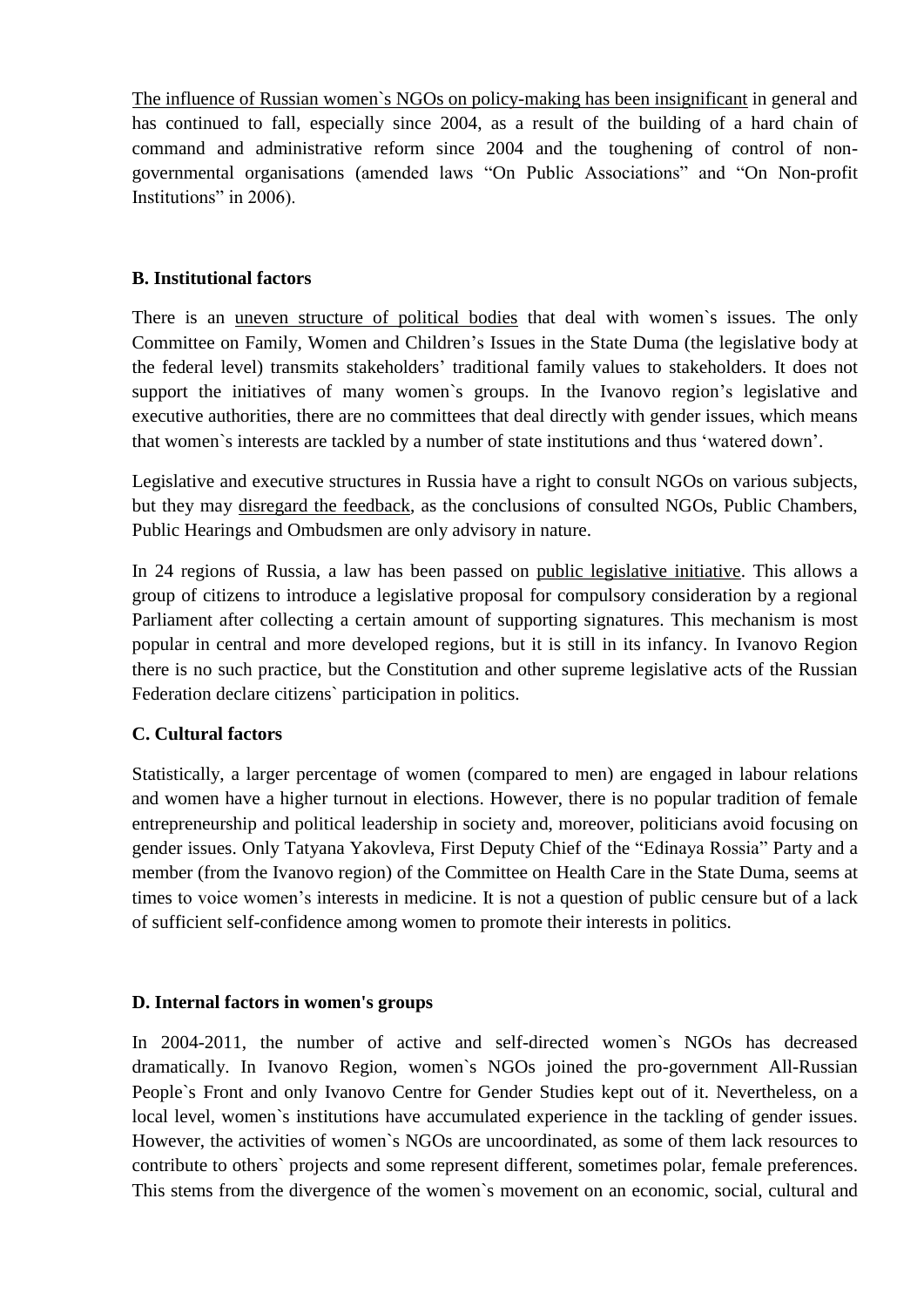The influence of Russian women`s NGOs on policy-making has been insignificant in general and has continued to fall, especially since 2004, as a result of the building of a hard chain of command and administrative reform since 2004 and the toughening of control of non-governmental organisations (amended laws "On Public Associations" and "On Non-profit Institutions" in 2006).

**B. Institutional factors**

There is an uneven structure of political bodies that deal with women`s issues. The only Committee on Family, Women and Children's Issues in the State Duma (the legislative body at the federal level) transmits stakeholders' traditional family values to stakeholders. It does not support the initiatives of many women`s groups. In the Ivanovo region's legislative and executive authorities, there are no committees that deal directly with gender issues, which means that women`s interests are tackled by a number of state institutions and thus 'watered down'.

Legislative and executive structures in Russia have a right to consult NGOs on various subjects, but they may disregard the feedback, as the conclusions of consulted NGOs, Public Chambers, Public Hearings and Ombudsmen are only advisory in nature.

In 24 regions of Russia, a law has been passed on public legislative initiative. This allows a group of citizens to introduce a legislative proposal for compulsory consideration by a regional Parliament after collecting a certain amount of supporting signatures. This mechanism is most popular in central and more developed regions, but it is still in its infancy. In Ivanovo Region there is no such practice, but the Constitution and other supreme legislative acts of the Russian Federation declare citizens` participation in politics.

**C. Cultural factors**

Statistically, a larger percentage of women (compared to men) are engaged in labour relations and women have a higher turnout in elections. However, there is no popular tradition of female entrepreneurship and political leadership in society and, moreover, politicians avoid focusing on gender issues. Only Tatyana Yakovleva, First Deputy Chief of the "Edinaya Rossia" Party and a member (from the Ivanovo region) of the Committee on Health Care in the State Duma, seems at times to voice women's interests in medicine. It is not a question of public censure but of a lack of sufficient self-confidence among women to promote their interests in politics.

**D. Internal factors in women's groups**

In 2004-2011, the number of active and self-directed women`s NGOs has decreased dramatically. In Ivanovo Region, women`s NGOs joined the pro-government All-Russian People`s Front and only Ivanovo Centre for Gender Studies kept out of it. Nevertheless, on a local level, women`s institutions have accumulated experience in the tackling of gender issues. However, the activities of women`s NGOs are uncoordinated, as some of them lack resources to contribute to others` projects and some represent different, sometimes polar, female preferences. This stems from the divergence of the women`s movement on an economic, social, cultural and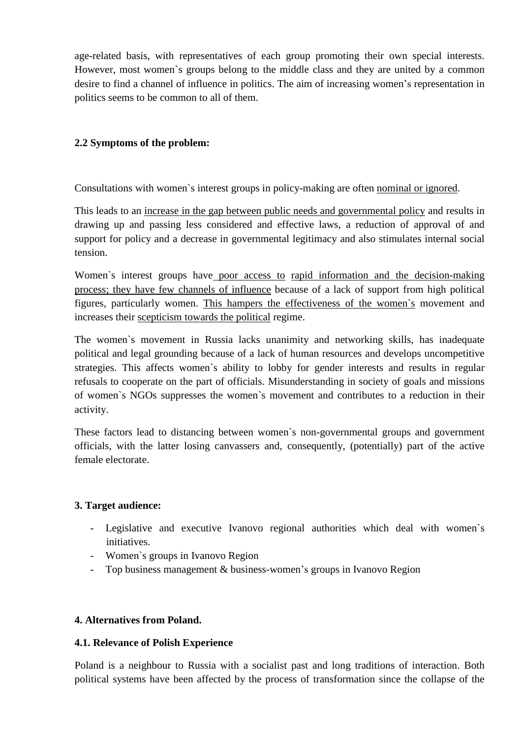age-related basis, with representatives of each group promoting their own special interests. However, most women`s groups belong to the middle class and they are united by a common desire to find a channel of influence in politics. The aim of increasing women's representation in politics seems to be common to all of them.

### 2.2 Symptoms of the problem:

Consultations with women`s interest groups in policy-making are often nominal or ignored.

This leads to an increase in the gap between public needs and governmental policy and results in drawing up and passing less considered and effective laws, a reduction of approval of and support for policy and a decrease in governmental legitimacy and also stimulates internal social tension.

Women`s interest groups have poor access to rapid information and the decision-making process; they have few channels of influence because of a lack of support from high political figures, particularly women. This hampers the effectiveness of the women`s movement and increases their scepticism towards the political regime.

The women`s movement in Russia lacks unanimity and networking skills, has inadequate political and legal grounding because of a lack of human resources and develops uncompetitive strategies. This affects women`s ability to lobby for gender interests and results in regular refusals to cooperate on the part of officials. Misunderstanding in society of goals and missions of women`s NGOs suppresses the women`s movement and contributes to a reduction in their activity.

These factors lead to distancing between women`s non-governmental groups and government officials, with the latter losing canvassers and, consequently, (potentially) part of the active female electorate.

## 3. Target audience:

- Legislative and executive Ivanovo regional authorities which deal with women`s initiatives.
- Women`s groups in Ivanovo Region
- Top business management & business-women's groups in Ivanovo Region

## 4. Alternatives from Poland.

### 4.1. Relevance of Polish Experience

Poland is a neighbour to Russia with a socialist past and long traditions of interaction. Both political systems have been affected by the process of transformation since the collapse of the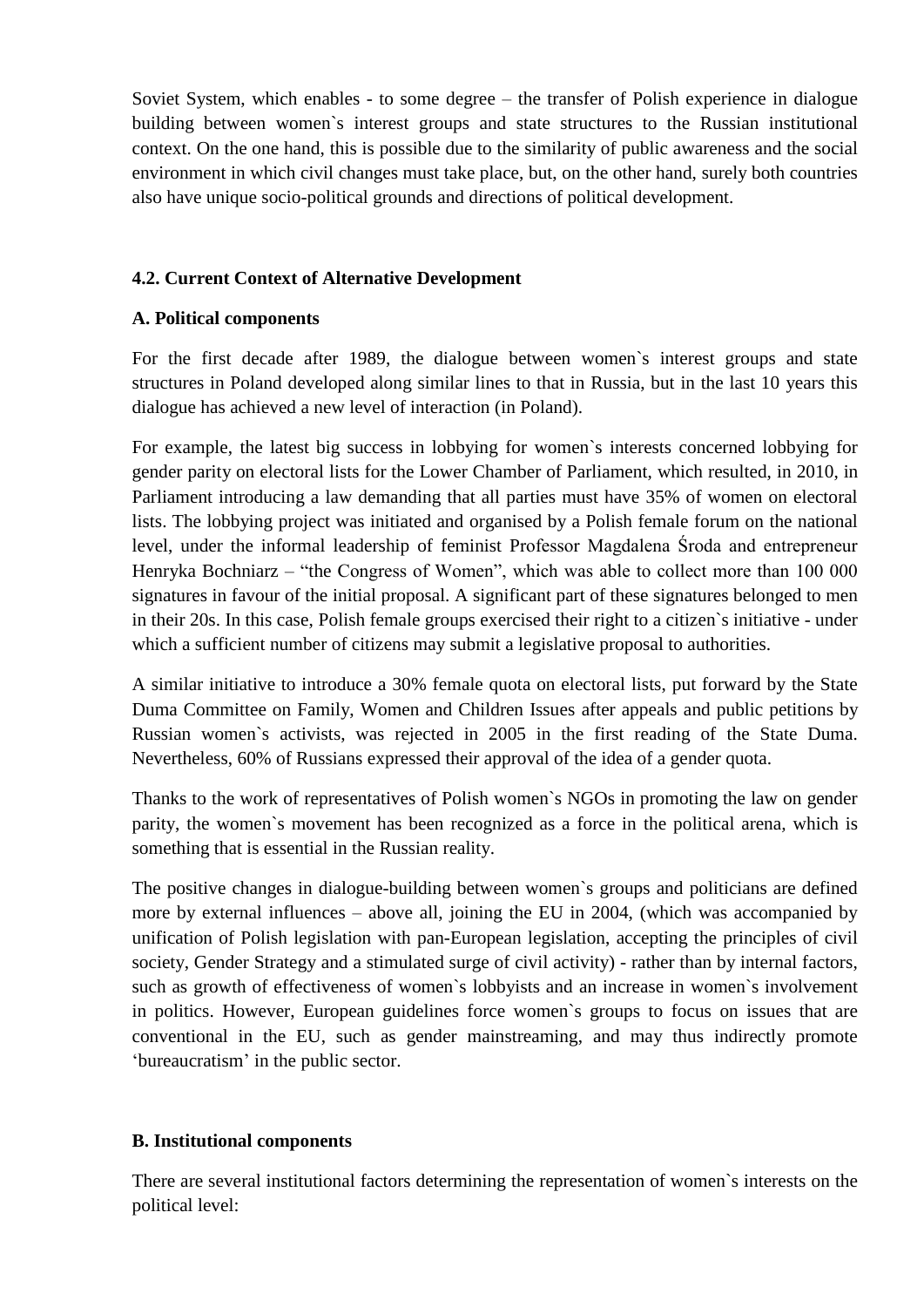Soviet System, which enables - to some degree – the transfer of Polish experience in dialogue building between women`s interest groups and state structures to the Russian institutional context. On the one hand, this is possible due to the similarity of public awareness and the social environment in which civil changes must take place, but, on the other hand, surely both countries also have unique socio-political grounds and directions of political development.

### 4.2. Current Context of Alternative Development

#### A. Political components

For the first decade after 1989, the dialogue between women`s interest groups and state structures in Poland developed along similar lines to that in Russia, but in the last 10 years this dialogue has achieved a new level of interaction (in Poland).

For example, the latest big success in lobbying for women`s interests concerned lobbying for gender parity on electoral lists for the Lower Chamber of Parliament, which resulted, in 2010, in Parliament introducing a law demanding that all parties must have 35% of women on electoral lists. The lobbying project was initiated and organised by a Polish female forum on the national level, under the informal leadership of feminist Professor Magdalena Środa and entrepreneur Henryka Bochniarz – "the Congress of Women", which was able to collect more than 100 000 signatures in favour of the initial proposal. A significant part of these signatures belonged to men in their 20s. In this case, Polish female groups exercised their right to a citizen`s initiative - under which a sufficient number of citizens may submit a legislative proposal to authorities.

A similar initiative to introduce a 30% female quota on electoral lists, put forward by the State Duma Committee on Family, Women and Children Issues after appeals and public petitions by Russian women`s activists, was rejected in 2005 in the first reading of the State Duma. Nevertheless, 60% of Russians expressed their approval of the idea of a gender quota.

Thanks to the work of representatives of Polish women`s NGOs in promoting the law on gender parity, the women`s movement has been recognized as a force in the political arena, which is something that is essential in the Russian reality.

The positive changes in dialogue-building between women`s groups and politicians are defined more by external influences – above all, joining the EU in 2004, (which was accompanied by unification of Polish legislation with pan-European legislation, accepting the principles of civil society, Gender Strategy and a stimulated surge of civil activity) - rather than by internal factors, such as growth of effectiveness of women`s lobbyists and an increase in women`s involvement in politics. However, European guidelines force women`s groups to focus on issues that are conventional in the EU, such as gender mainstreaming, and may thus indirectly promote 'bureaucratism' in the public sector.

#### B. Institutional components

There are several institutional factors determining the representation of women`s interests on the political level: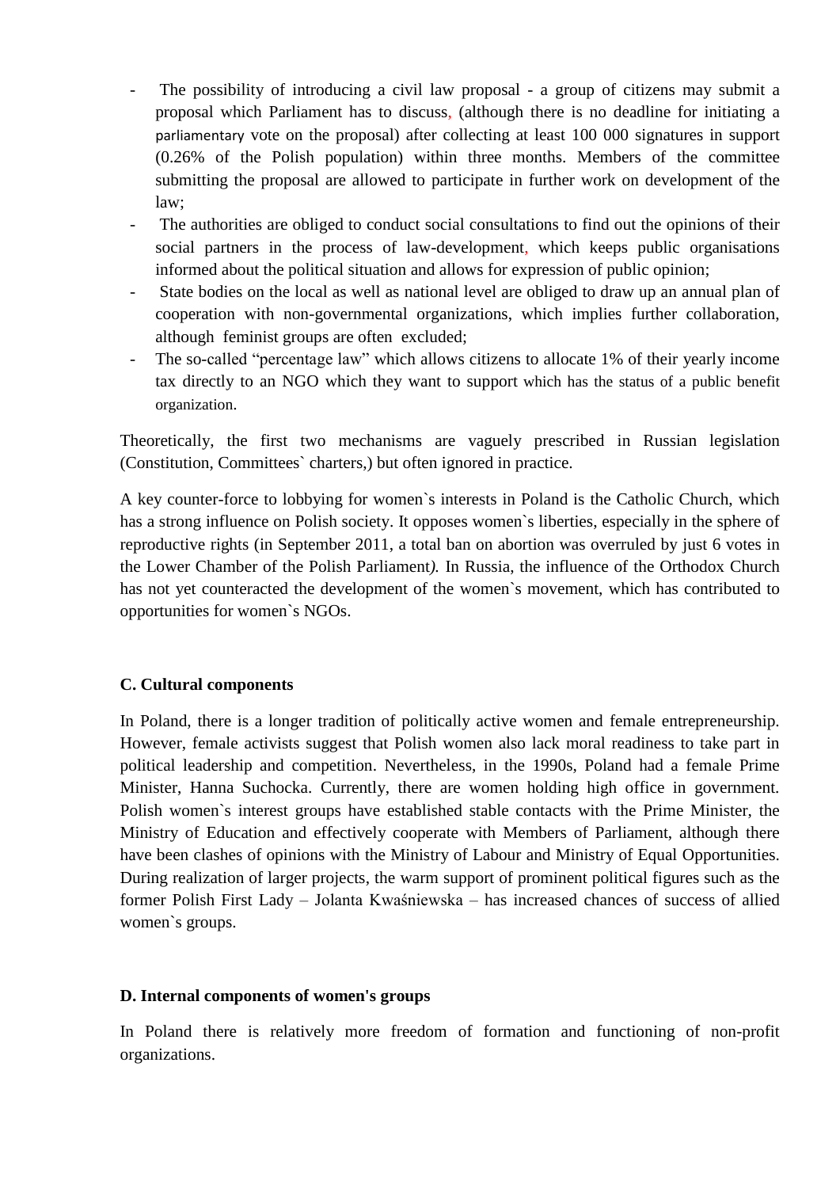- The possibility of introducing a civil law proposal - a group of citizens may submit a proposal which Parliament has to discuss, (although there is no deadline for initiating a parliamentary vote on the proposal) after collecting at least 100 000 signatures in support (0.26% of the Polish population) within three months. Members of the committee submitting the proposal are allowed to participate in further work on development of the law;
- The authorities are obliged to conduct social consultations to find out the opinions of their social partners in the process of law-development, which keeps public organisations informed about the political situation and allows for expression of public opinion;
- State bodies on the local as well as national level are obliged to draw up an annual plan of cooperation with non-governmental organizations, which implies further collaboration, although feminist groups are often excluded;
- The so-called "percentage law" which allows citizens to allocate 1% of their yearly income tax directly to an NGO which they want to support which has the status of a public benefit organization.

Theoretically, the first two mechanisms are vaguely prescribed in Russian legislation (Constitution, Committees` charters,) but often ignored in practice.

A key counter-force to lobbying for women`s interests in Poland is the Catholic Church, which has a strong influence on Polish society. It opposes women`s liberties, especially in the sphere of reproductive rights (in September 2011, a total ban on abortion was overruled by just 6 votes in the Lower Chamber of the Polish Parliament*).* In Russia, the influence of the Orthodox Church has not yet counteracted the development of the women`s movement, which has contributed to opportunities for women`s NGOs.

### C. Cultural components

In Poland, there is a longer tradition of politically active women and female entrepreneurship. However, female activists suggest that Polish women also lack moral readiness to take part in political leadership and competition. Nevertheless, in the 1990s, Poland had a female Prime Minister, Hanna Suchocka. Currently, there are women holding high office in government. Polish women`s interest groups have established stable contacts with the Prime Minister, the Ministry of Education and effectively cooperate with Members of Parliament, although there have been clashes of opinions with the Ministry of Labour and Ministry of Equal Opportunities. During realization of larger projects, the warm support of prominent political figures such as the former Polish First Lady – Jolanta Kwaśniewska – has increased chances of success of allied women`s groups.

### D. Internal components of women's groups

In Poland there is relatively more freedom of formation and functioning of non-profit organizations.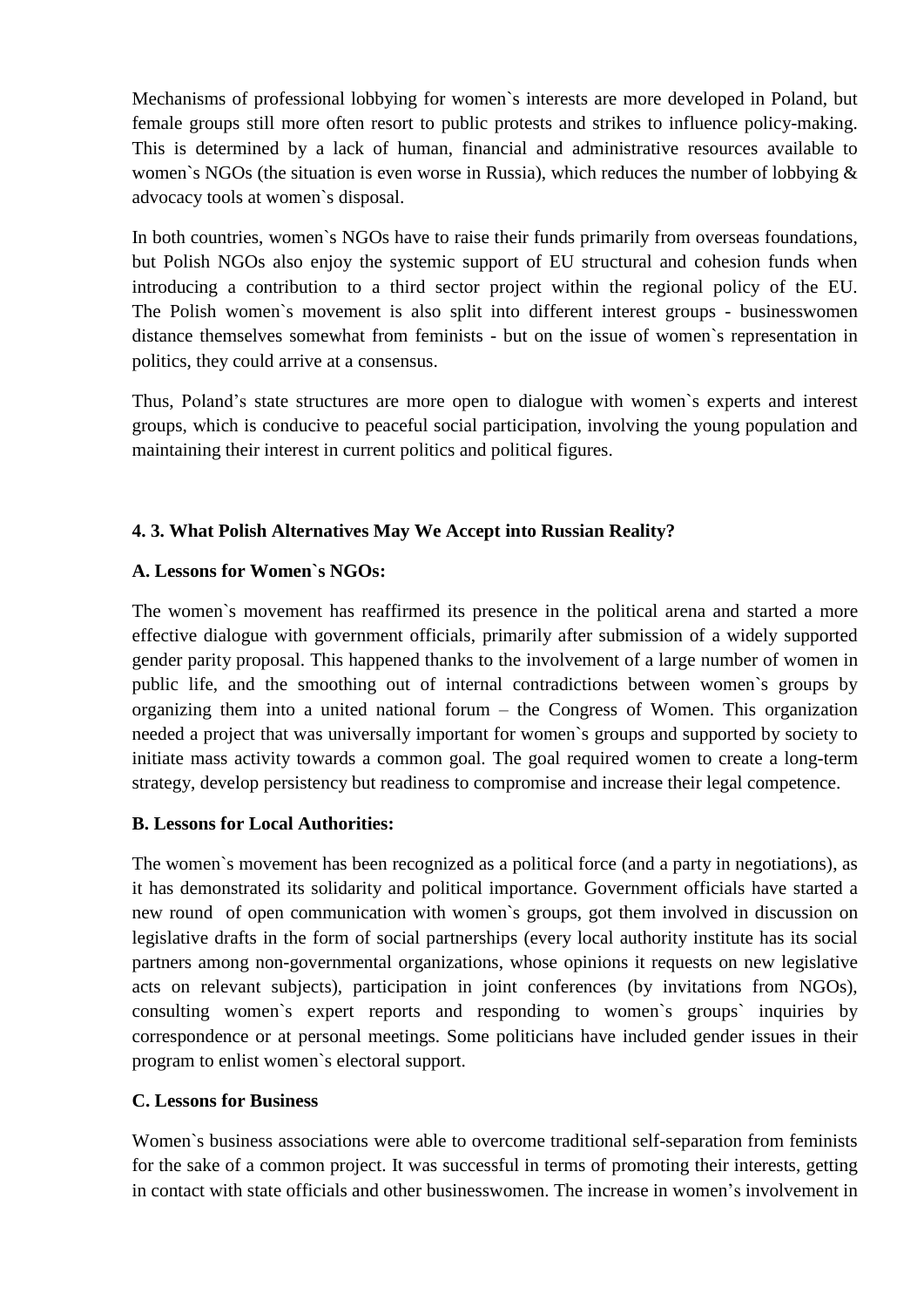Mechanisms of professional lobbying for women`s interests are more developed in Poland, but female groups still more often resort to public protests and strikes to influence policy-making. This is determined by a lack of human, financial and administrative resources available to women`s NGOs (the situation is even worse in Russia), which reduces the number of lobbying & advocacy tools at women`s disposal.

In both countries, women`s NGOs have to raise their funds primarily from overseas foundations, but Polish NGOs also enjoy the systemic support of EU structural and cohesion funds when introducing a contribution to a third sector project within the regional policy of the EU. The Polish women`s movement is also split into different interest groups - businesswomen distance themselves somewhat from feminists - but on the issue of women`s representation in politics, they could arrive at a consensus.

Thus, Poland's state structures are more open to dialogue with women`s experts and interest groups, which is conducive to peaceful social participation, involving the young population and maintaining their interest in current politics and political figures.

### 4. 3. What Polish Alternatives May We Accept into Russian Reality?

**A. Lessons for Women`s NGOs:**

The women`s movement has reaffirmed its presence in the political arena and started a more effective dialogue with government officials, primarily after submission of a widely supported gender parity proposal. This happened thanks to the involvement of a large number of women in public life, and the smoothing out of internal contradictions between women`s groups by organizing them into a united national forum – the Congress of Women. This organization needed a project that was universally important for women`s groups and supported by society to initiate mass activity towards a common goal. The goal required women to create a long-term strategy, develop persistency but readiness to compromise and increase their legal competence.

**B. Lessons for Local Authorities:**

The women`s movement has been recognized as a political force (and a party in negotiations), as it has demonstrated its solidarity and political importance. Government officials have started a new round of open communication with women`s groups, got them involved in discussion on legislative drafts in the form of social partnerships (every local authority institute has its social partners among non-governmental organizations, whose opinions it requests on new legislative acts on relevant subjects), participation in joint conferences (by invitations from NGOs), consulting women`s expert reports and responding to women`s groups` inquiries by correspondence or at personal meetings. Some politicians have included gender issues in their program to enlist women`s electoral support.

**C. Lessons for Business**

Women`s business associations were able to overcome traditional self-separation from feminists for the sake of a common project. It was successful in terms of promoting their interests, getting in contact with state officials and other businesswomen. The increase in women's involvement in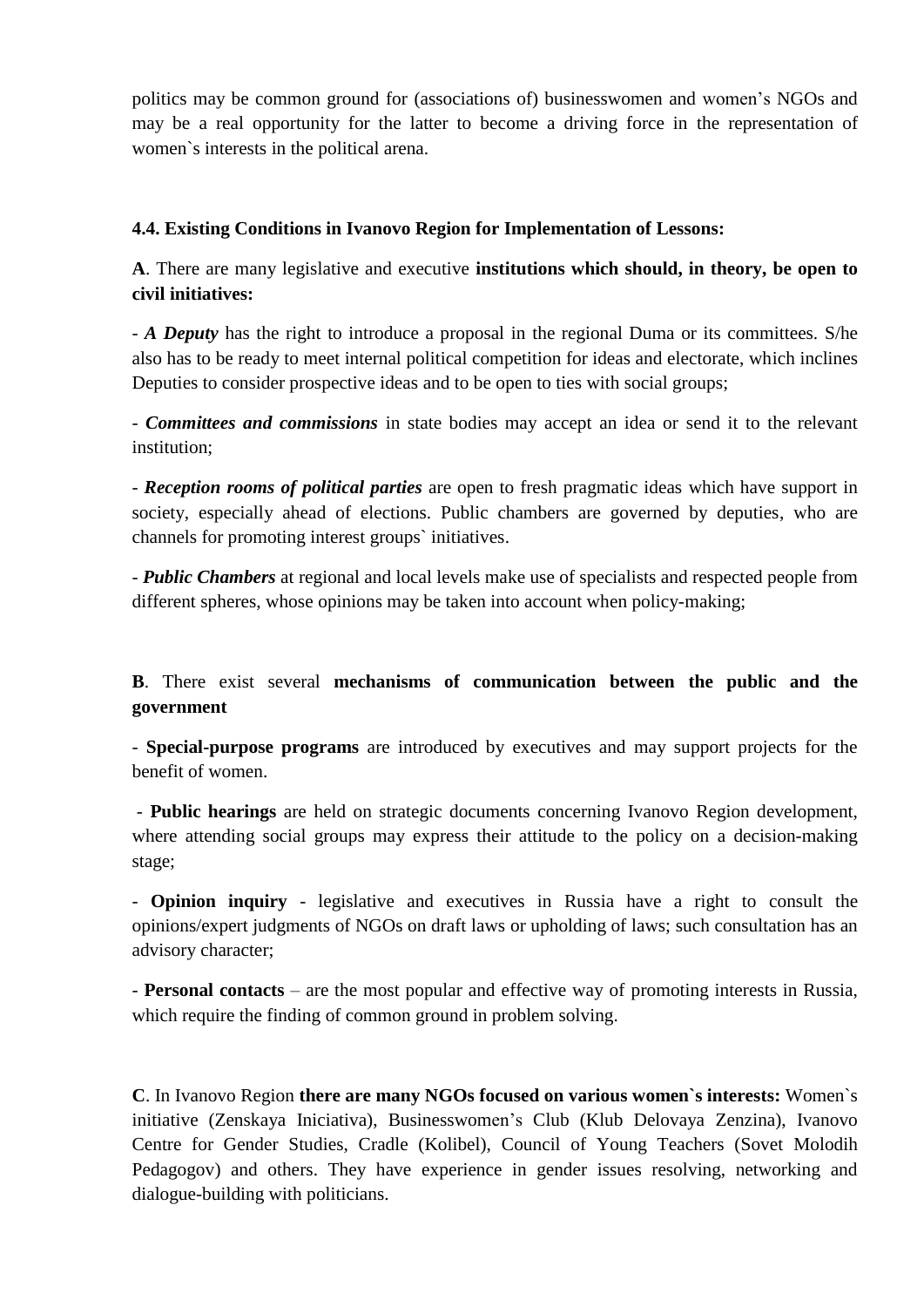politics may be common ground for (associations of) businesswomen and women's NGOs and may be a real opportunity for the latter to become a driving force in the representation of women`s interests in the political arena.

**4.4. Existing Conditions in Ivanovo Region for Implementation of Lessons:**

**A**. There are many legislative and executive **institutions which should, in theory, be open to civil initiatives:**

- ***A Deputy*** has the right to introduce a proposal in the regional Duma or its committees. S/he also has to be ready to meet internal political competition for ideas and electorate, which inclines Deputies to consider prospective ideas and to be open to ties with social groups;

- ***Committees and commissions*** in state bodies may accept an idea or send it to the relevant institution;

- ***Reception rooms of political parties*** are open to fresh pragmatic ideas which have support in society, especially ahead of elections. Public chambers are governed by deputies, who are channels for promoting interest groups` initiatives.

- ***Public Chambers*** at regional and local levels make use of specialists and respected people from different spheres, whose opinions may be taken into account when policy-making;

**B**. There exist several **mechanisms of communication between the public and the government**

- **Special-purpose programs** are introduced by executives and may support projects for the benefit of women.

- **Public hearings** are held on strategic documents concerning Ivanovo Region development, where attending social groups may express their attitude to the policy on a decision-making stage;

- **Opinion inquiry** - legislative and executives in Russia have a right to consult the opinions/expert judgments of NGOs on draft laws or upholding of laws; such consultation has an advisory character;

- **Personal contacts** – are the most popular and effective way of promoting interests in Russia, which require the finding of common ground in problem solving.

**C**. In Ivanovo Region **there are many NGOs focused on various women`s interests:** Women`s initiative (Zenskaya Iniciativa), Businesswomen's Club (Klub Delovaya Zenzina), Ivanovo Centre for Gender Studies, Cradle (Kolibel), Council of Young Teachers (Sovet Molodih Pedagogov) and others. They have experience in gender issues resolving, networking and dialogue-building with politicians.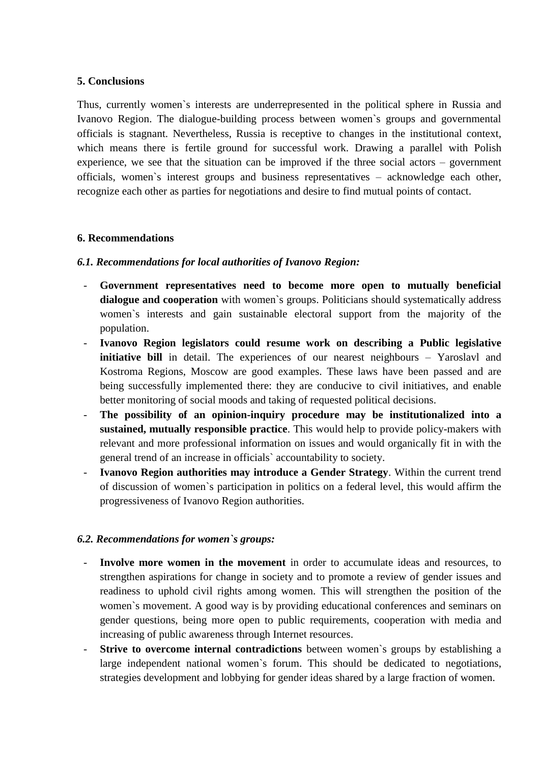## 5. Conclusions

Thus, currently women`s interests are underrepresented in the political sphere in Russia and Ivanovo Region. The dialogue-building process between women`s groups and governmental officials is stagnant. Nevertheless, Russia is receptive to changes in the institutional context, which means there is fertile ground for successful work. Drawing a parallel with Polish experience, we see that the situation can be improved if the three social actors – government officials, women`s interest groups and business representatives – acknowledge each other, recognize each other as parties for negotiations and desire to find mutual points of contact.

## 6. Recommendations

### *6.1. Recommendations for local authorities of Ivanovo Region:*

- **Government representatives need to become more open to mutually beneficial dialogue and cooperation** with women`s groups. Politicians should systematically address women`s interests and gain sustainable electoral support from the majority of the population.
- **Ivanovo Region legislators could resume work on describing a Public legislative initiative bill** in detail. The experiences of our nearest neighbours – Yaroslavl and Kostroma Regions, Moscow are good examples. These laws have been passed and are being successfully implemented there: they are conducive to civil initiatives, and enable better monitoring of social moods and taking of requested political decisions.
- **The possibility of an opinion-inquiry procedure may be institutionalized into a sustained, mutually responsible practice**. This would help to provide policy-makers with relevant and more professional information on issues and would organically fit in with the general trend of an increase in officials` accountability to society.
- **Ivanovo Region authorities may introduce a Gender Strategy**. Within the current trend of discussion of women`s participation in politics on a federal level, this would affirm the progressiveness of Ivanovo Region authorities.

### *6.2. Recommendations for women`s groups:*

- **Involve more women in the movement** in order to accumulate ideas and resources, to strengthen aspirations for change in society and to promote a review of gender issues and readiness to uphold civil rights among women. This will strengthen the position of the women`s movement. A good way is by providing educational conferences and seminars on gender questions, being more open to public requirements, cooperation with media and increasing of public awareness through Internet resources.
- **Strive to overcome internal contradictions** between women`s groups by establishing a large independent national women`s forum. This should be dedicated to negotiations, strategies development and lobbying for gender ideas shared by a large fraction of women.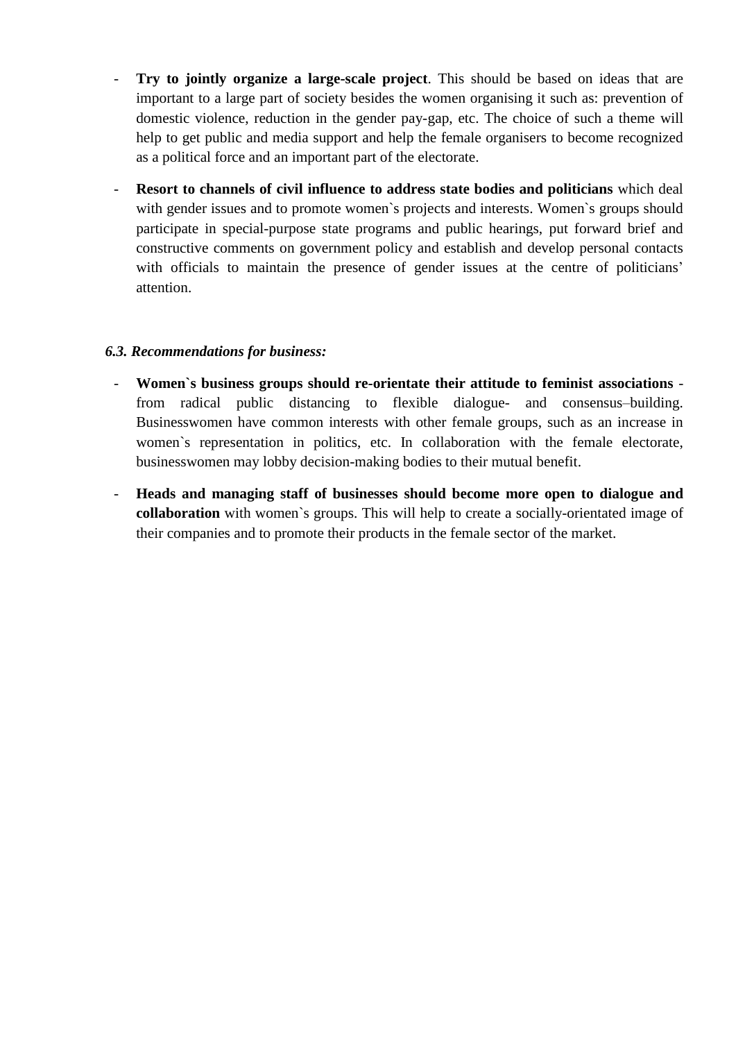- **Try to jointly organize a large-scale project**. This should be based on ideas that are important to a large part of society besides the women organising it such as: prevention of domestic violence, reduction in the gender pay-gap, etc. The choice of such a theme will help to get public and media support and help the female organisers to become recognized as a political force and an important part of the electorate.

- **Resort to channels of civil influence to address state bodies and politicians** which deal with gender issues and to promote women`s projects and interests. Women`s groups should participate in special-purpose state programs and public hearings, put forward brief and constructive comments on government policy and establish and develop personal contacts with officials to maintain the presence of gender issues at the centre of politicians' attention.

### *6.3. Recommendations for business:*

- **Women`s business groups should re-orientate their attitude to feminist associations** - from radical public distancing to flexible dialogue- and consensus–building. Businesswomen have common interests with other female groups, such as an increase in women`s representation in politics, etc. In collaboration with the female electorate, businesswomen may lobby decision-making bodies to their mutual benefit.

- **Heads and managing staff of businesses should become more open to dialogue and collaboration** with women`s groups. This will help to create a socially-orientated image of their companies and to promote their products in the female sector of the market.